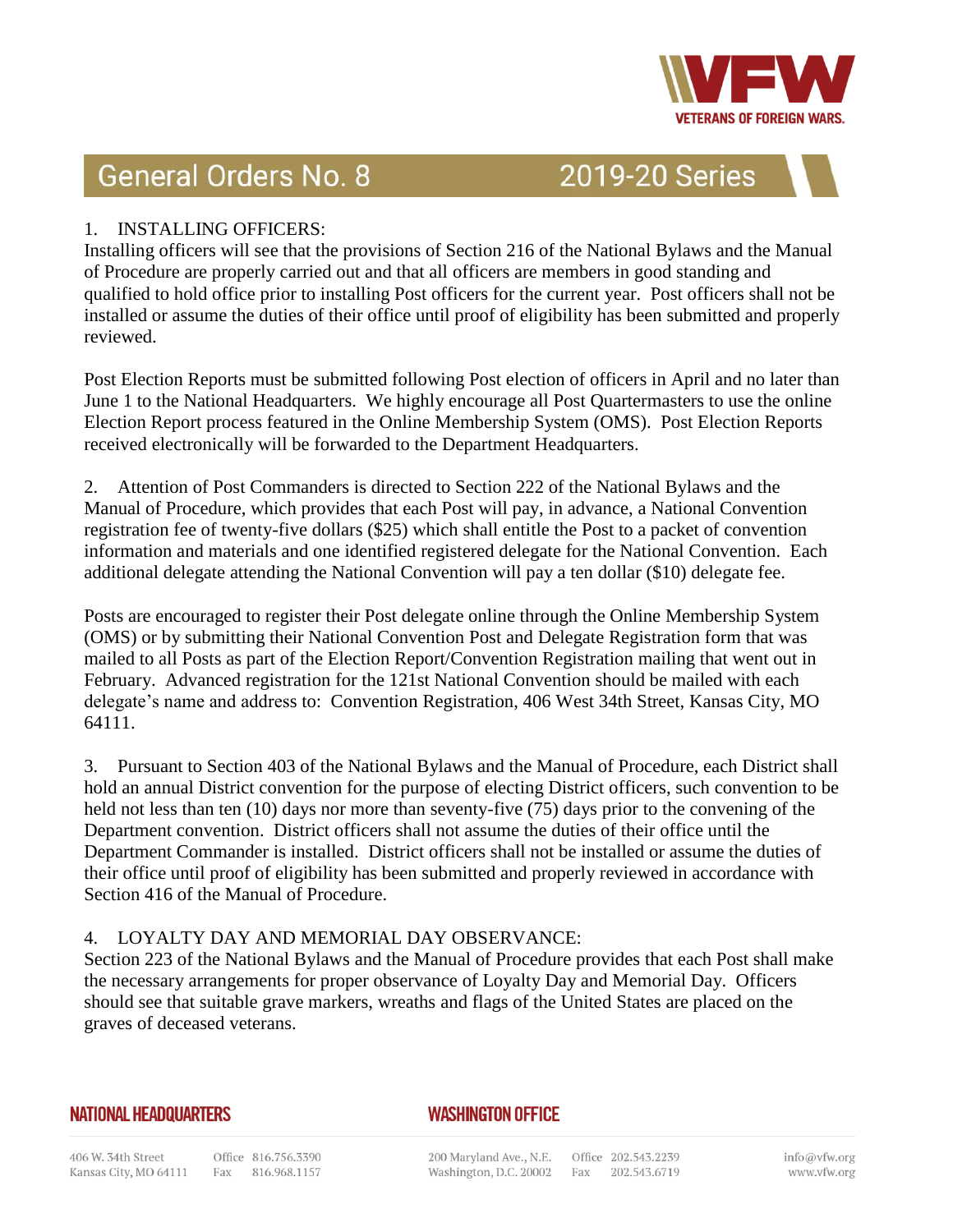# General Orders No. 8 — 2019-20 Series

1. INSTALLING OFFICERS:

Installing officers will see that the provisions of Section 216 of the National Bylaws and the Manual of Procedure are properly carried out and that all officers are members in good standing and qualified to hold office prior to installing Post officers for the current year. Post officers shall not be installed or assume the duties of their office until proof of eligibility has been submitted and properly reviewed.

Post Election Reports must be submitted following Post election of officers in April and no later than June 1 to the National Headquarters. We highly encourage all Post Quartermasters to use the online Election Report process featured in the Online Membership System (OMS). Post Election Reports received electronically will be forwarded to the Department Headquarters.

2. Attention of Post Commanders is directed to Section 222 of the National Bylaws and the Manual of Procedure, which provides that each Post will pay, in advance, a National Convention registration fee of twenty-five dollars ($25) which shall entitle the Post to a packet of convention information and materials and one identified registered delegate for the National Convention. Each additional delegate attending the National Convention will pay a ten dollar ($10) delegate fee.

Posts are encouraged to register their Post delegate online through the Online Membership System (OMS) or by submitting their National Convention Post and Delegate Registration form that was mailed to all Posts as part of the Election Report/Convention Registration mailing that went out in February. Advanced registration for the 121st National Convention should be mailed with each delegate's name and address to: Convention Registration, 406 West 34th Street, Kansas City, MO 64111.

3. Pursuant to Section 403 of the National Bylaws and the Manual of Procedure, each District shall hold an annual District convention for the purpose of electing District officers, such convention to be held not less than ten (10) days nor more than seventy-five (75) days prior to the convening of the Department convention. District officers shall not assume the duties of their office until the Department Commander is installed. District officers shall not be installed or assume the duties of their office until proof of eligibility has been submitted and properly reviewed in accordance with Section 416 of the Manual of Procedure.

4. LOYALTY DAY AND MEMORIAL DAY OBSERVANCE:

Section 223 of the National Bylaws and the Manual of Procedure provides that each Post shall make the necessary arrangements for proper observance of Loyalty Day and Memorial Day. Officers should see that suitable grave markers, wreaths and flags of the United States are placed on the graves of deceased veterans.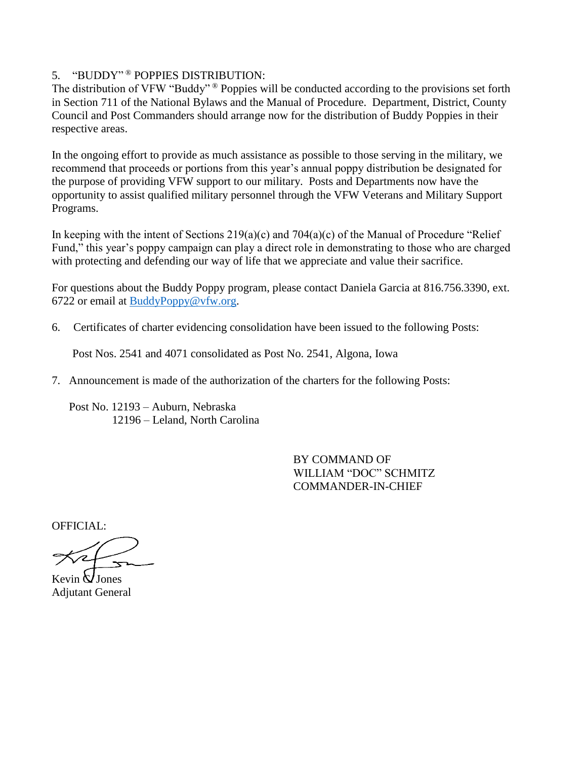5. "BUDDY"® POPPIES DISTRIBUTION:
The distribution of VFW "Buddy"® Poppies will be conducted according to the provisions set forth in Section 711 of the National Bylaws and the Manual of Procedure. Department, District, County Council and Post Commanders should arrange now for the distribution of Buddy Poppies in their respective areas.

In the ongoing effort to provide as much assistance as possible to those serving in the military, we recommend that proceeds or portions from this year's annual poppy distribution be designated for the purpose of providing VFW support to our military. Posts and Departments now have the opportunity to assist qualified military personnel through the VFW Veterans and Military Support Programs.

In keeping with the intent of Sections 219(a)(c) and 704(a)(c) of the Manual of Procedure "Relief Fund," this year's poppy campaign can play a direct role in demonstrating to those who are charged with protecting and defending our way of life that we appreciate and value their sacrifice.

For questions about the Buddy Poppy program, please contact Daniela Garcia at 816.756.3390, ext. 6722 or email at BuddyPoppy@vfw.org.

6. Certificates of charter evidencing consolidation have been issued to the following Posts:

   Post Nos. 2541 and 4071 consolidated as Post No. 2541, Algona, Iowa

7. Announcement is made of the authorization of the charters for the following Posts:

   Post No. 12193 – Auburn, Nebraska
   12196 – Leland, North Carolina

BY COMMAND OF
WILLIAM "DOC" SCHMITZ
COMMANDER-IN-CHIEF

OFFICIAL:

Kevin G. Jones
Adjutant General